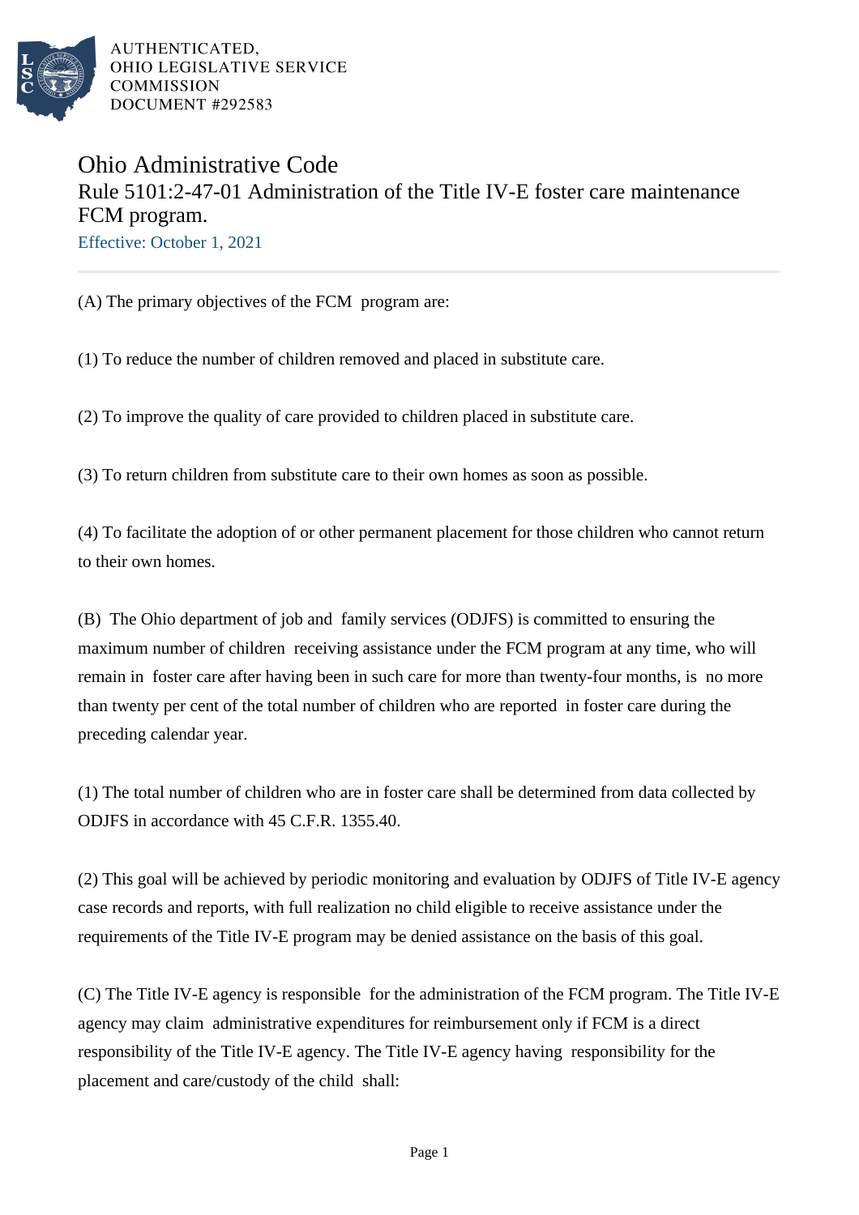AUTHENTICATED,
OHIO LEGISLATIVE SERVICE
COMMISSION
DOCUMENT #292583

# Ohio Administrative Code

## Rule 5101:2-47-01 Administration of the Title IV-E foster care maintenance FCM program.

Effective: October 1, 2021

(A) The primary objectives of the FCM program are:

(1) To reduce the number of children removed and placed in substitute care.

(2) To improve the quality of care provided to children placed in substitute care.

(3) To return children from substitute care to their own homes as soon as possible.

(4) To facilitate the adoption of or other permanent placement for those children who cannot return to their own homes.

(B) The Ohio department of job and family services (ODJFS) is committed to ensuring the maximum number of children receiving assistance under the FCM program at any time, who will remain in foster care after having been in such care for more than twenty-four months, is no more than twenty per cent of the total number of children who are reported in foster care during the preceding calendar year.

(1) The total number of children who are in foster care shall be determined from data collected by ODJFS in accordance with 45 C.F.R. 1355.40.

(2) This goal will be achieved by periodic monitoring and evaluation by ODJFS of Title IV-E agency case records and reports, with full realization no child eligible to receive assistance under the requirements of the Title IV-E program may be denied assistance on the basis of this goal.

(C) The Title IV-E agency is responsible for the administration of the FCM program. The Title IV-E agency may claim administrative expenditures for reimbursement only if FCM is a direct responsibility of the Title IV-E agency. The Title IV-E agency having responsibility for the placement and care/custody of the child shall: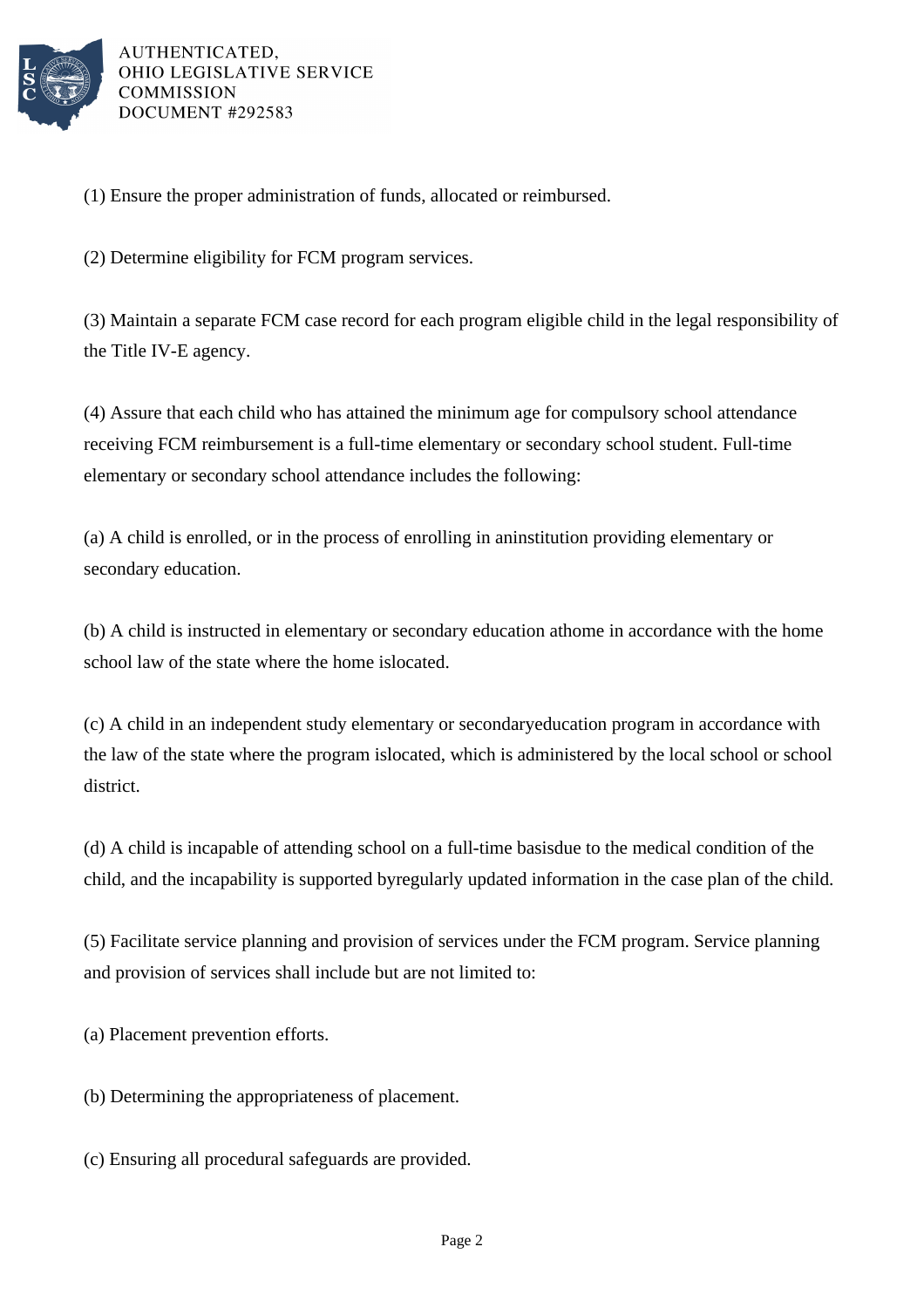(1) Ensure the proper administration of funds, allocated or reimbursed.

(2) Determine eligibility for FCM program services.

(3) Maintain a separate FCM case record for each program eligible child in the legal responsibility of the Title IV-E agency.

(4) Assure that each child who has attained the minimum age for compulsory school attendance receiving FCM reimbursement is a full-time elementary or secondary school student. Full-time elementary or secondary school attendance includes the following:

(a) A child is enrolled, or in the process of enrolling in aninstitution providing elementary or secondary education.

(b) A child is instructed in elementary or secondary education athome in accordance with the home school law of the state where the home islocated.

(c) A child in an independent study elementary or secondaryeducation program in accordance with the law of the state where the program islocated, which is administered by the local school or school district.

(d) A child is incapable of attending school on a full-time basisdue to the medical condition of the child, and the incapability is supported byregularly updated information in the case plan of the child.

(5) Facilitate service planning and provision of services under the FCM program. Service planning and provision of services shall include but are not limited to:

(a) Placement prevention efforts.

(b) Determining the appropriateness of placement.

(c) Ensuring all procedural safeguards are provided.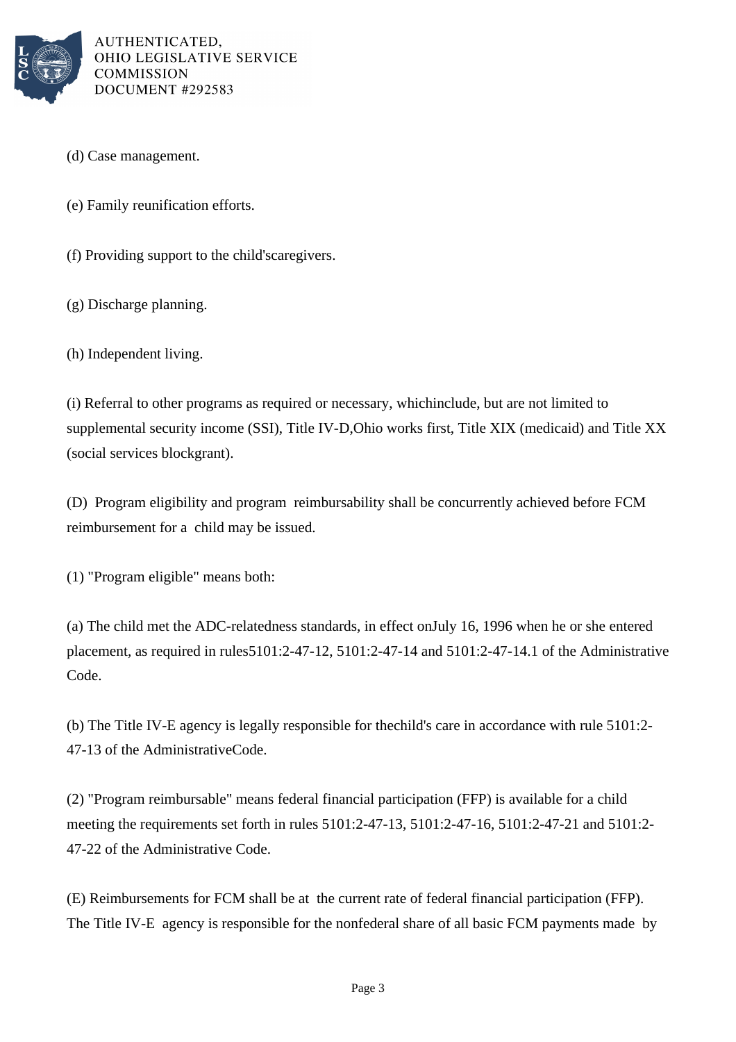(d) Case management.

(e) Family reunification efforts.

(f) Providing support to the child'scaregivers.

(g) Discharge planning.

(h) Independent living.

(i) Referral to other programs as required or necessary, whichinclude, but are not limited to supplemental security income (SSI), Title IV-D,Ohio works first, Title XIX (medicaid) and Title XX (social services blockgrant).

(D) Program eligibility and program reimbursability shall be concurrently achieved before FCM reimbursement for a child may be issued.

(1) "Program eligible" means both:

(a) The child met the ADC-relatedness standards, in effect onJuly 16, 1996 when he or she entered placement, as required in rules5101:2-47-12, 5101:2-47-14 and 5101:2-47-14.1 of the Administrative Code.

(b) The Title IV-E agency is legally responsible for thechild's care in accordance with rule 5101:2-47-13 of the AdministrativeCode.

(2) "Program reimbursable" means federal financial participation (FFP) is available for a child meeting the requirements set forth in rules 5101:2-47-13, 5101:2-47-16, 5101:2-47-21 and 5101:2-47-22 of the Administrative Code.

(E) Reimbursements for FCM shall be at the current rate of federal financial participation (FFP). The Title IV-E agency is responsible for the nonfederal share of all basic FCM payments made by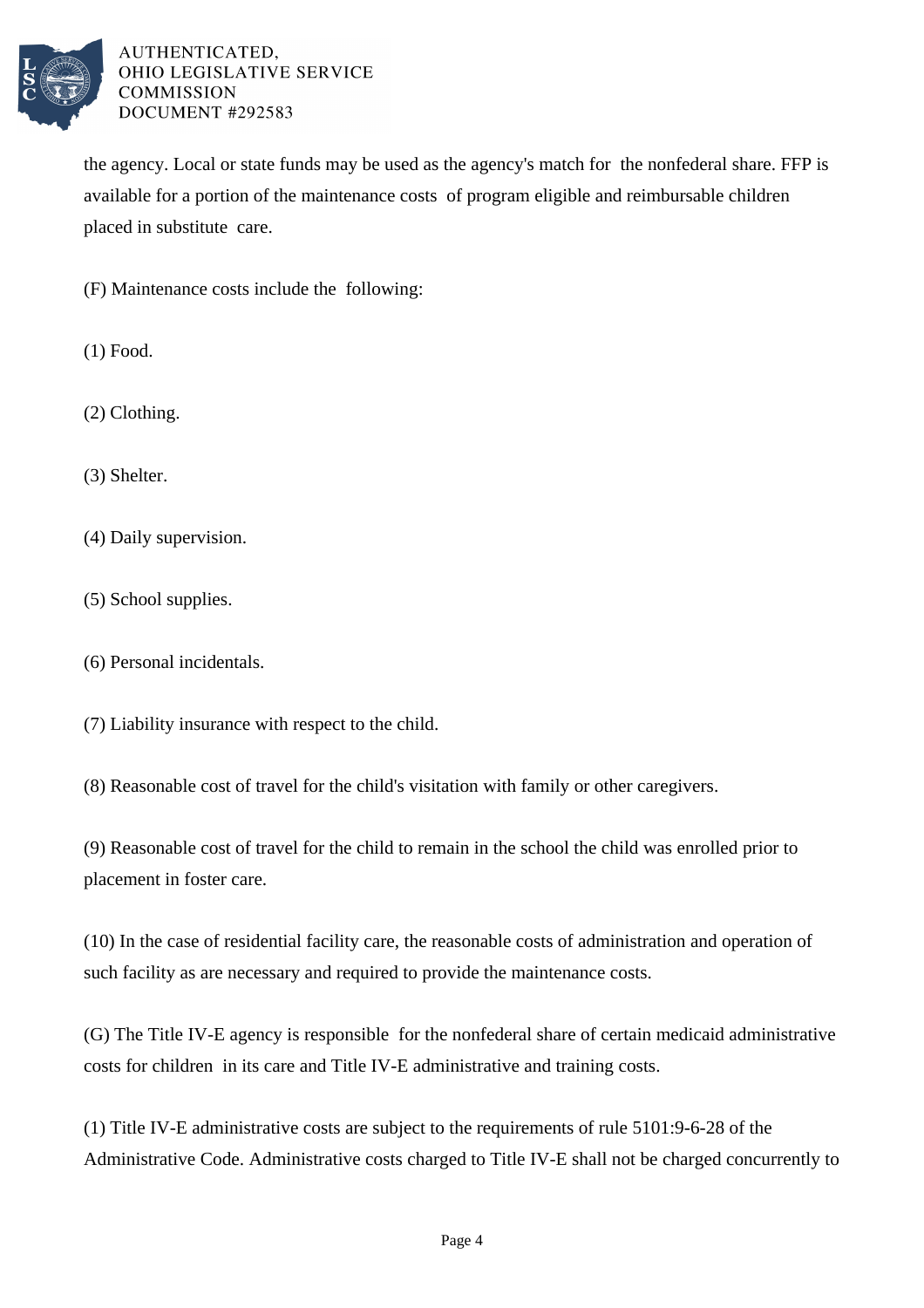the agency. Local or state funds may be used as the agency's match for the nonfederal share. FFP is available for a portion of the maintenance costs of program eligible and reimbursable children placed in substitute care.

(F) Maintenance costs include the following:

(1) Food.

(2) Clothing.

(3) Shelter.

(4) Daily supervision.

(5) School supplies.

(6) Personal incidentals.

(7) Liability insurance with respect to the child.

(8) Reasonable cost of travel for the child's visitation with family or other caregivers.

(9) Reasonable cost of travel for the child to remain in the school the child was enrolled prior to placement in foster care.

(10) In the case of residential facility care, the reasonable costs of administration and operation of such facility as are necessary and required to provide the maintenance costs.

(G) The Title IV-E agency is responsible for the nonfederal share of certain medicaid administrative costs for children in its care and Title IV-E administrative and training costs.

(1) Title IV-E administrative costs are subject to the requirements of rule 5101:9-6-28 of the Administrative Code. Administrative costs charged to Title IV-E shall not be charged concurrently to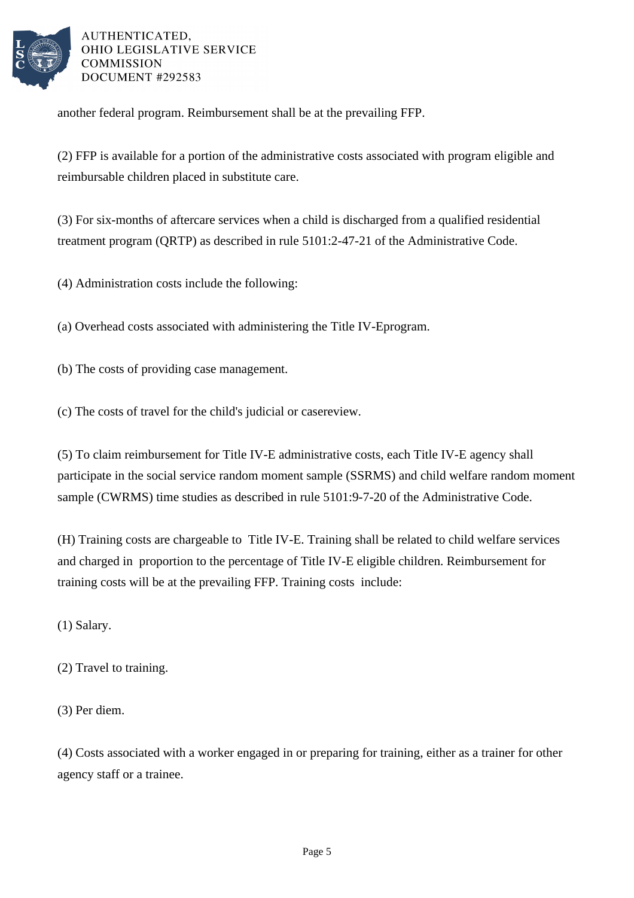another federal program. Reimbursement shall be at the prevailing FFP.

(2) FFP is available for a portion of the administrative costs associated with program eligible and reimbursable children placed in substitute care.

(3) For six-months of aftercare services when a child is discharged from a qualified residential treatment program (QRTP) as described in rule 5101:2-47-21 of the Administrative Code.

(4) Administration costs include the following:

(a) Overhead costs associated with administering the Title IV-Eprogram.

(b) The costs of providing case management.

(c) The costs of travel for the child's judicial or casereview.

(5) To claim reimbursement for Title IV-E administrative costs, each Title IV-E agency shall participate in the social service random moment sample (SSRMS) and child welfare random moment sample (CWRMS) time studies as described in rule 5101:9-7-20 of the Administrative Code.

(H) Training costs are chargeable to Title IV-E. Training shall be related to child welfare services and charged in proportion to the percentage of Title IV-E eligible children. Reimbursement for training costs will be at the prevailing FFP. Training costs include:

(1) Salary.

(2) Travel to training.

(3) Per diem.

(4) Costs associated with a worker engaged in or preparing for training, either as a trainer for other agency staff or a trainee.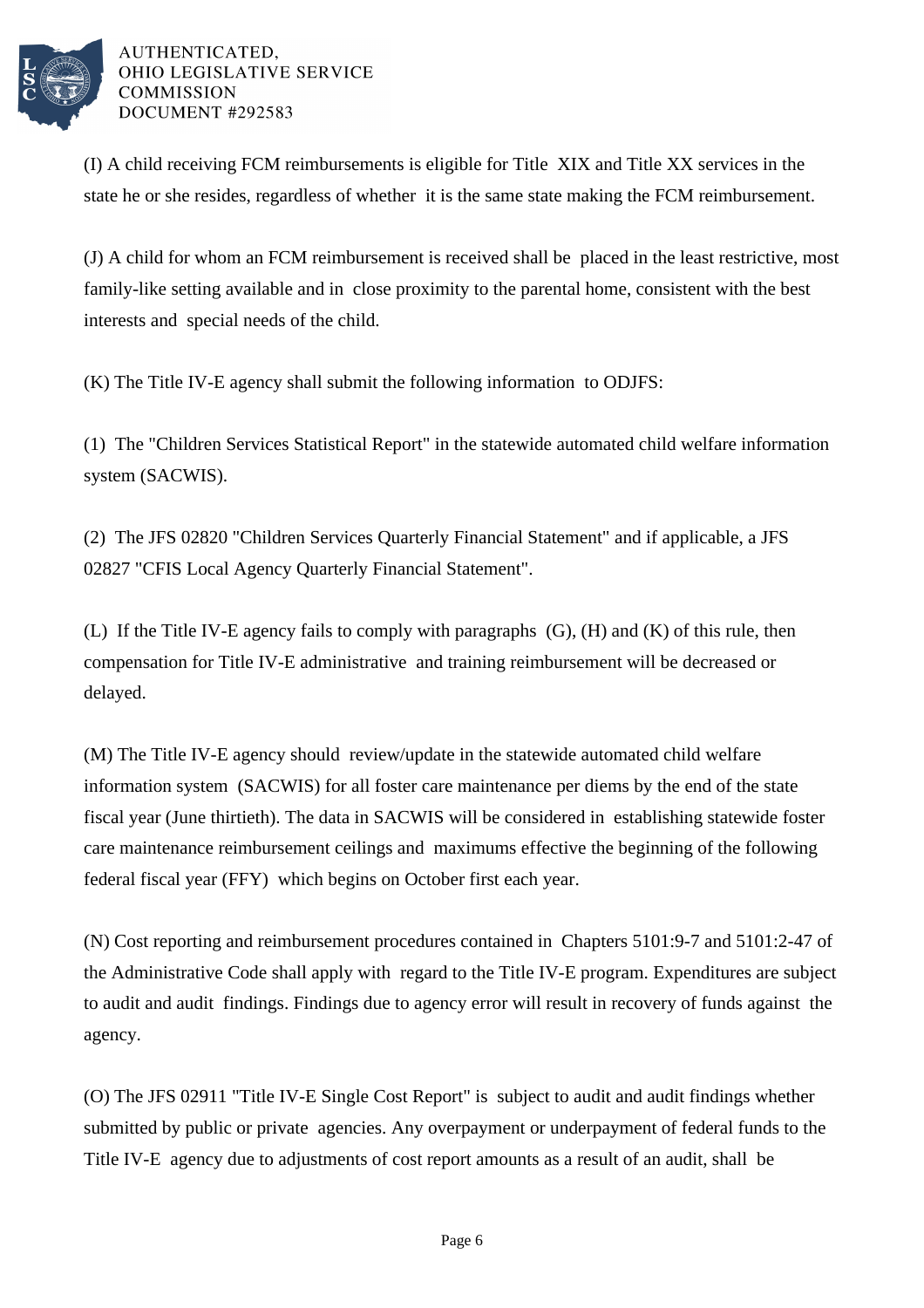(I) A child receiving FCM reimbursements is eligible for Title XIX and Title XX services in the state he or she resides, regardless of whether it is the same state making the FCM reimbursement.

(J) A child for whom an FCM reimbursement is received shall be placed in the least restrictive, most family-like setting available and in close proximity to the parental home, consistent with the best interests and special needs of the child.

(K) The Title IV-E agency shall submit the following information to ODJFS:

(1) The "Children Services Statistical Report" in the statewide automated child welfare information system (SACWIS).

(2) The JFS 02820 "Children Services Quarterly Financial Statement" and if applicable, a JFS 02827 "CFIS Local Agency Quarterly Financial Statement".

(L) If the Title IV-E agency fails to comply with paragraphs (G), (H) and (K) of this rule, then compensation for Title IV-E administrative and training reimbursement will be decreased or delayed.

(M) The Title IV-E agency should review/update in the statewide automated child welfare information system (SACWIS) for all foster care maintenance per diems by the end of the state fiscal year (June thirtieth). The data in SACWIS will be considered in establishing statewide foster care maintenance reimbursement ceilings and maximums effective the beginning of the following federal fiscal year (FFY) which begins on October first each year.

(N) Cost reporting and reimbursement procedures contained in Chapters 5101:9-7 and 5101:2-47 of the Administrative Code shall apply with regard to the Title IV-E program. Expenditures are subject to audit and audit findings. Findings due to agency error will result in recovery of funds against the agency.

(O) The JFS 02911 "Title IV-E Single Cost Report" is subject to audit and audit findings whether submitted by public or private agencies. Any overpayment or underpayment of federal funds to the Title IV-E agency due to adjustments of cost report amounts as a result of an audit, shall be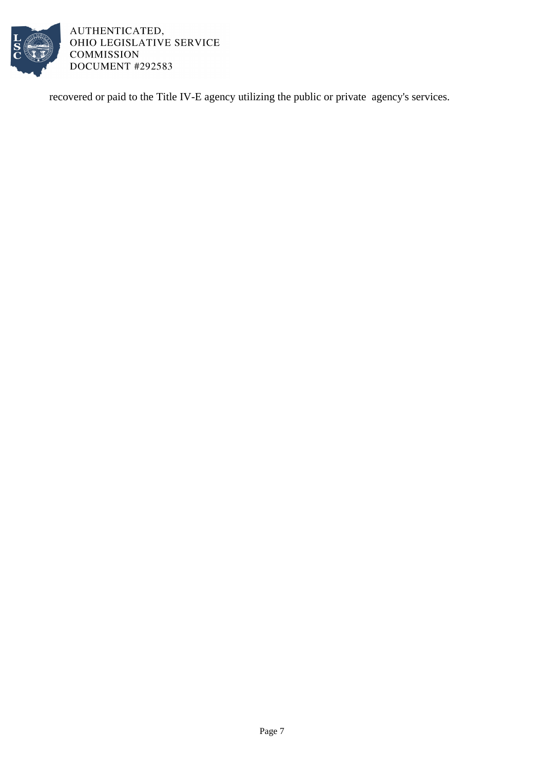recovered or paid to the Title IV-E agency utilizing the public or private agency's services.